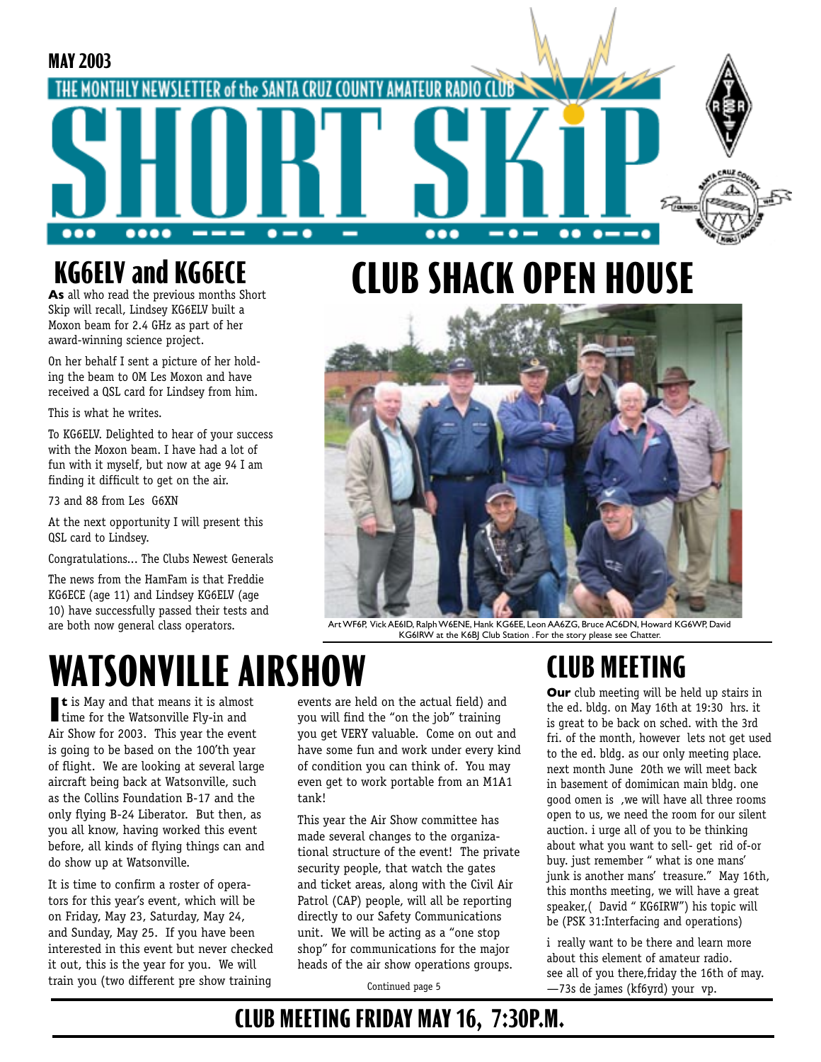MAY 2003

THE MONTHLY NEWSLETTER of the SANTA CRUZ COUNTY AMATEUR RADIO CLUB

# SHORT SKiP

## KG6ELV and KG6ECE

**As** all who read the previous months Short Skip will recall, Lindsey KG6ELV built a Moxon beam for 2.4 GHz as part of her award-winning science project.

On her behalf I sent a picture of her holding the beam to OM Les Moxon and have received a QSL card for Lindsey from him.

This is what he writes.

To KG6ELV. Delighted to hear of your success with the Moxon beam. I have had a lot of fun with it myself, but now at age 94 I am finding it difficult to get on the air.

73 and 88 from Les G6XN

At the next opportunity I will present this QSL card to Lindsey.

Congratulations... The Clubs Newest Generals

The news from the HamFam is that Freddie KG6ECE (age 11) and Lindsey KG6ELV (age 10) have successfully passed their tests and are both now general class operators.

## CLUB SHACK OPEN HOUSE

Art WF6P, Vick AE6ID, Ralph W6ENE, Hank KG6EE, Leon AA6ZG, Bruce AC6DN, Howard KG6WP, David KG6IRW at the K6BJ Club Station . For the story please see Chatter.

## WATSONVILLE AIRSHOW

**It** is May and that means it is almost time for the Watsonville Fly-in and Air Show for 2003. This year the event is going to be based on the 100'th year of flight. We are looking at several large aircraft being back at Watsonville, such as the Collins Foundation B-17 and the only flying B-24 Liberator. But then, as you all know, having worked this event before, all kinds of flying things can and do show up at Watsonville.

It is time to confirm a roster of operators for this year's event, which will be on Friday, May 23, Saturday, May 24, and Sunday, May 25. If you have been interested in this event but never checked it out, this is the year for you. We will train you (two different pre show training events are held on the actual field) and you will find the "on the job" training you get VERY valuable. Come on out and have some fun and work under every kind of condition you can think of. You may even get to work portable from an M1A1 tank!

This year the Air Show committee has made several changes to the organizational structure of the event! The private security people, that watch the gates and ticket areas, along with the Civil Air Patrol (CAP) people, will all be reporting directly to our Safety Communications unit. We will be acting as a "one stop shop" for communications for the major heads of the air show operations groups.

Continued page 5

## CLUB MEETING

**Our** club meeting will be held up stairs in the ed. bldg. on May 16th at 19:30 hrs. it is great to be back on sched. with the 3rd fri. of the month, however lets not get used to the ed. bldg. as our only meeting place. next month June 20th we will meet back in basement of domimican main bldg. one good omen is ,we will have all three rooms open to us, we need the room for our silent auction. i urge all of you to be thinking about what you want to sell- get rid of-or buy. just remember " what is one mans' junk is another mans' treasure." May 16th, this months meeting, we will have a great speaker,( David " KG6IRW") his topic will be (PSK 31:Interfacing and operations)

i really want to be there and learn more about this element of amateur radio. see all of you there,friday the 16th of may. —73s de james (kf6yrd) your vp.

**CLUB MEETING FRIDAY MAY 16, 7:30P.M.**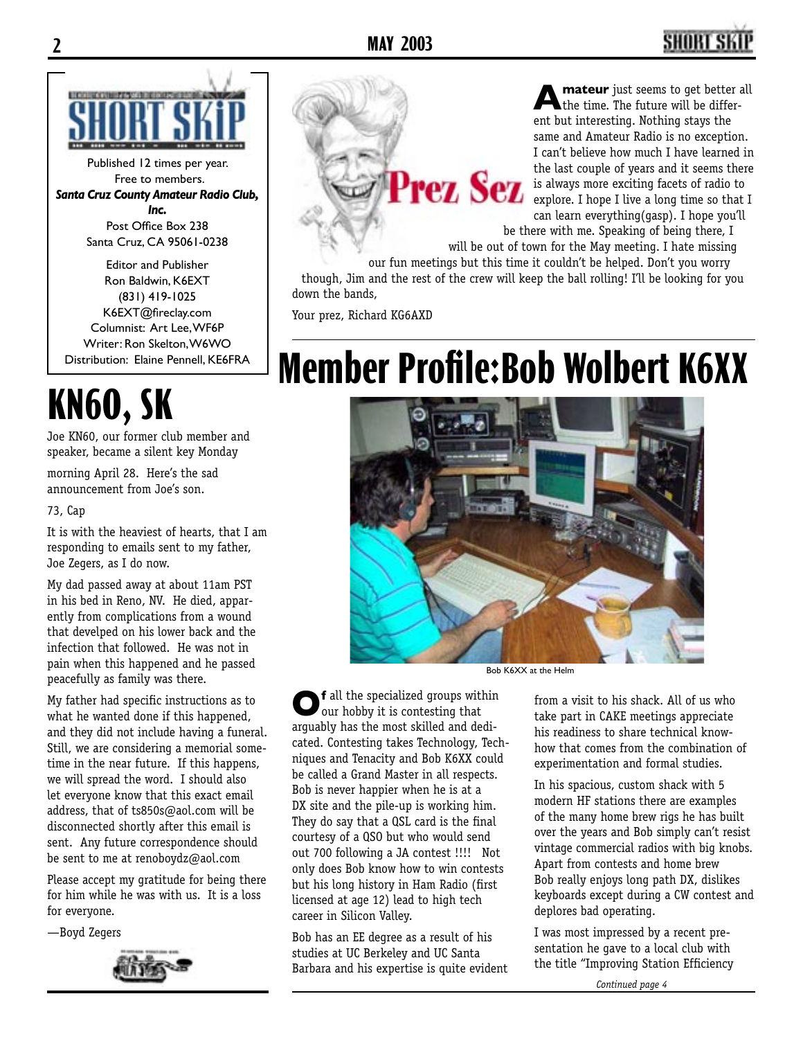Published 12 times per year.
Free to members.
***Santa Cruz County Amateur Radio Club, Inc.***
Post Office Box 238
Santa Cruz, CA 95061-0238

Editor and Publisher
Ron Baldwin, K6EXT
(831) 419-1025
K6EXT@fireclay.com
Columnist: Art Lee, WF6P
Writer: Ron Skelton, W6WO
Distribution: Elaine Pennell, KE6FRA

# KN6O, SK

Joe KN6O, our former club member and speaker, became a silent key Monday morning April 28. Here's the sad announcement from Joe's son.

73, Cap

It is with the heaviest of hearts, that I am responding to emails sent to my father, Joe Zegers, as I do now.

My dad passed away at about 11am PST in his bed in Reno, NV. He died, apparently from complications from a wound that develped on his lower back and the infection that followed. He was not in pain when this happened and he passed peacefully as family was there.

My father had specific instructions as to what he wanted done if this happened, and they did not include having a funeral. Still, we are considering a memorial sometime in the near future. If this happens, we will spread the word. I should also let everyone know that this exact email address, that of ts850s@aol.com will be disconnected shortly after this email is sent. Any future correspondence should be sent to me at renoboydz@aol.com

Please accept my gratitude for being there for him while he was with us. It is a loss for everyone.

—Boyd Zegers

## Prez Sez

**Amateur** just seems to get better all the time. The future will be different but interesting. Nothing stays the same and Amateur Radio is no exception. I can't believe how much I have learned in the last couple of years and it seems there is always more exciting facets of radio to explore. I hope I live a long time so that I can learn everything(gasp). I hope you'll be there with me. Speaking of being there, I will be out of town for the May meeting. I hate missing our fun meetings but this time it couldn't be helped. Don't you worry though, Jim and the rest of the crew will keep the ball rolling! I'll be looking for you down the bands,

Your prez, Richard KG6AXD

# Member Profile: Bob Wolbert K6XX

Bob K6XX at the Helm

**Of** all the specialized groups within our hobby it is contesting that arguably has the most skilled and dedicated. Contesting takes Technology, Techniques and Tenacity and Bob K6XX could be called a Grand Master in all respects. Bob is never happier when he is at a DX site and the pile-up is working him. They do say that a QSL card is the final courtesy of a QSO but who would send out 700 following a JA contest !!!! Not only does Bob know how to win contests but his long history in Ham Radio (first licensed at age 12) lead to high tech career in Silicon Valley.

Bob has an EE degree as a result of his studies at UC Berkeley and UC Santa Barbara and his expertise is quite evident from a visit to his shack. All of us who take part in CAKE meetings appreciate his readiness to share technical know-how that comes from the combination of experimentation and formal studies.

In his spacious, custom shack with 5 modern HF stations there are examples of the many home brew rigs he has built over the years and Bob simply can't resist vintage commercial radios with big knobs. Apart from contests and home brew Bob really enjoys long path DX, dislikes keyboards except during a CW contest and deplores bad operating.

I was most impressed by a recent presentation he gave to a local club with the title "Improving Station Efficiency

*Continued page 4*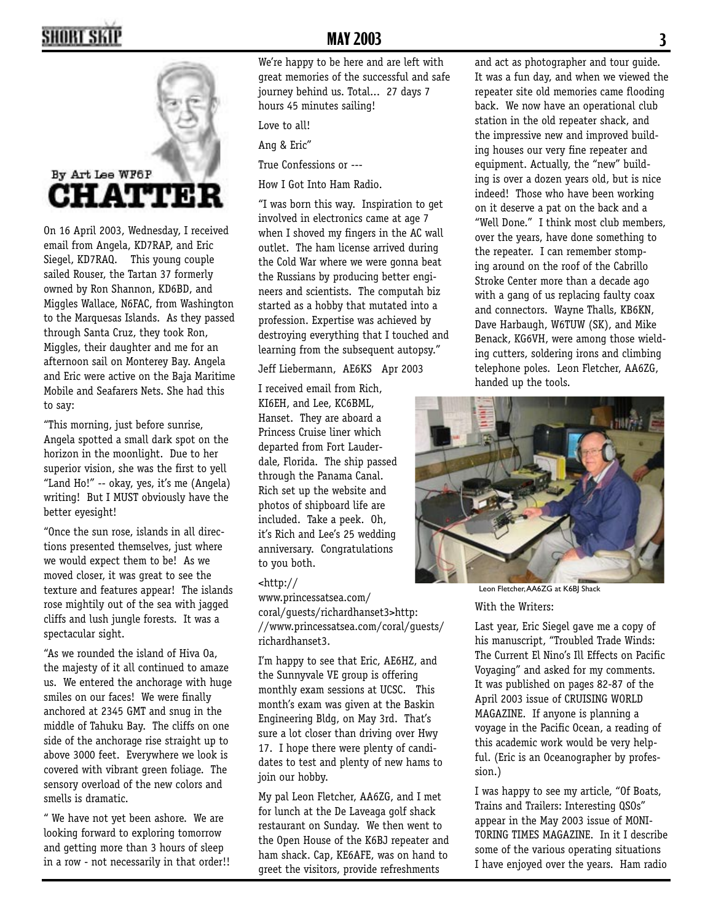By Art Lee WF6P

# CHATTER

On 16 April 2003, Wednesday, I received email from Angela, KD7RAP, and Eric Siegel, KD7RAQ. This young couple sailed Rouser, the Tartan 37 formerly owned by Ron Shannon, KD6BD, and Miggles Wallace, N6FAC, from Washington to the Marquesas Islands. As they passed through Santa Cruz, they took Ron, Miggles, their daughter and me for an afternoon sail on Monterey Bay. Angela and Eric were active on the Baja Maritime Mobile and Seafarers Nets. She had this to say:

"This morning, just before sunrise, Angela spotted a small dark spot on the horizon in the moonlight. Due to her superior vision, she was the first to yell "Land Ho!" -- okay, yes, it's me (Angela) writing! But I MUST obviously have the better eyesight!

"Once the sun rose, islands in all directions presented themselves, just where we would expect them to be! As we moved closer, it was great to see the texture and features appear! The islands rose mightily out of the sea with jagged cliffs and lush jungle forests. It was a spectacular sight.

"As we rounded the island of Hiva Oa, the majesty of it all continued to amaze us. We entered the anchorage with huge smiles on our faces! We were finally anchored at 2345 GMT and snug in the middle of Tahuku Bay. The cliffs on one side of the anchorage rise straight up to above 3000 feet. Everywhere we look is covered with vibrant green foliage. The sensory overload of the new colors and smells is dramatic.

" We have not yet been ashore. We are looking forward to exploring tomorrow and getting more than 3 hours of sleep in a row - not necessarily in that order!! We're happy to be here and are left with great memories of the successful and safe journey behind us. Total... 27 days 7 hours 45 minutes sailing!

Love to all!

Ang & Eric"

True Confessions or ---

How I Got Into Ham Radio.

"I was born this way. Inspiration to get involved in electronics came at age 7 when I shoved my fingers in the AC wall outlet. The ham license arrived during the Cold War where we were gonna beat the Russians by producing better engineers and scientists. The computah biz started as a hobby that mutated into a profession. Expertise was achieved by destroying everything that I touched and learning from the subsequent autopsy."

Jeff Liebermann, AE6KS Apr 2003

I received email from Rich, KI6EH, and Lee, KC6BML, Hanset. They are aboard a Princess Cruise liner which departed from Fort Lauderdale, Florida. The ship passed through the Panama Canal. Rich set up the website and photos of shipboard life are included. Take a peek. Oh, it's Rich and Lee's 25 wedding anniversary. Congratulations to you both.

<http://www.princessatsea.com/coral/guests/richardhanset3>http://www.princessatsea.com/coral/guests/richardhanset3.

I'm happy to see that Eric, AE6HZ, and the Sunnyvale VE group is offering monthly exam sessions at UCSC. This month's exam was given at the Baskin Engineering Bldg, on May 3rd. That's sure a lot closer than driving over Hwy 17. I hope there were plenty of candidates to test and plenty of new hams to join our hobby.

My pal Leon Fletcher, AA6ZG, and I met for lunch at the De Laveaga golf shack restaurant on Sunday. We then went to the Open House of the K6BJ repeater and ham shack. Cap, KE6AFE, was on hand to greet the visitors, provide refreshments and act as photographer and tour guide. It was a fun day, and when we viewed the repeater site old memories came flooding back. We now have an operational club station in the old repeater shack, and the impressive new and improved building houses our very fine repeater and equipment. Actually, the "new" building is over a dozen years old, but is nice indeed! Those who have been working on it deserve a pat on the back and a "Well Done." I think most club members, over the years, have done something to the repeater. I can remember stomping around on the roof of the Cabrillo Stroke Center more than a decade ago with a gang of us replacing faulty coax and connectors. Wayne Thalls, KB6KN, Dave Harbaugh, W6TUW (SK), and Mike Benack, KG6VH, were among those wielding cutters, soldering irons and climbing telephone poles. Leon Fletcher, AA6ZG, handed up the tools.

Leon Fletcher, AA6ZG at K6BJ Shack

With the Writers:

Last year, Eric Siegel gave me a copy of his manuscript, "Troubled Trade Winds: The Current El Nino's Ill Effects on Pacific Voyaging" and asked for my comments. It was published on pages 82-87 of the April 2003 issue of CRUISING WORLD MAGAZINE. If anyone is planning a voyage in the Pacific Ocean, a reading of this academic work would be very helpful. (Eric is an Oceanographer by profession.)

I was happy to see my article, "Of Boats, Trains and Trailers: Interesting QSOs" appear in the May 2003 issue of MONITORING TIMES MAGAZINE. In it I describe some of the various operating situations I have enjoyed over the years. Ham radio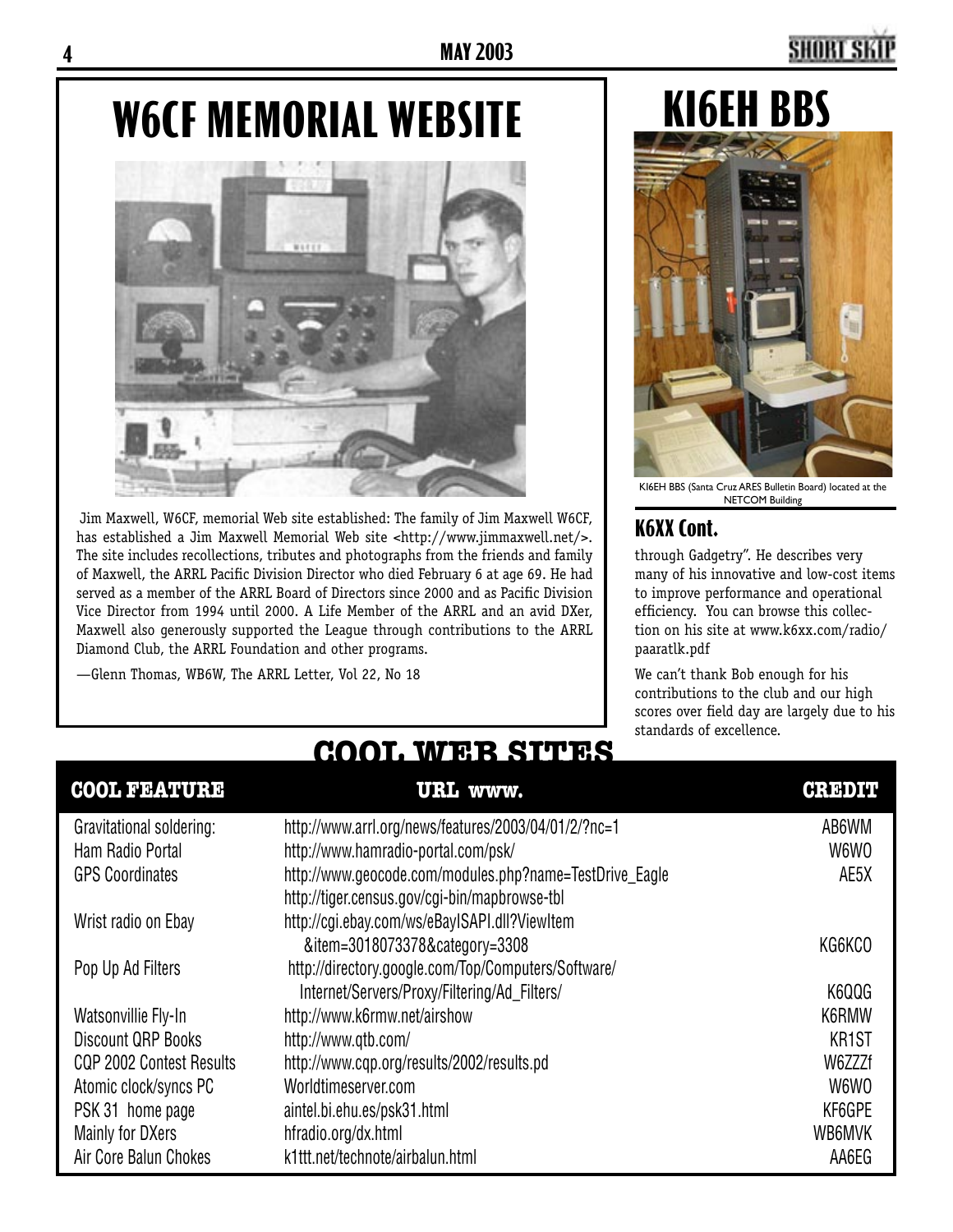# W6CF MEMORIAL WEBSITE

Jim Maxwell, W6CF, memorial Web site established: The family of Jim Maxwell W6CF, has established a Jim Maxwell Memorial Web site <http://www.jimmaxwell.net/>. The site includes recollections, tributes and photographs from the friends and family of Maxwell, the ARRL Pacific Division Director who died February 6 at age 69. He had served as a member of the ARRL Board of Directors since 2000 and as Pacific Division Vice Director from 1994 until 2000. A Life Member of the ARRL and an avid DXer, Maxwell also generously supported the League through contributions to the ARRL Diamond Club, the ARRL Foundation and other programs.

—Glenn Thomas, WB6W, The ARRL Letter, Vol 22, No 18

# KI6EH BBS

KI6EH BBS (Santa Cruz ARES Bulletin Board) located at the NETCOM Building

## K6XX Cont.

through Gadgetry". He describes very many of his innovative and low-cost items to improve performance and operational efficiency. You can browse this collection on his site at www.k6xx.com/radio/paaratlk.pdf

We can't thank Bob enough for his contributions to the club and our high scores over field day are largely due to his standards of excellence.

## COOL WEB SITES

| COOL FEATURE | URL www. | CREDIT |
|---|---|---|
| Gravitational soldering: | http://www.arrl.org/news/features/2003/04/01/2/?nc=1 | AB6WM |
| Ham Radio Portal | http://www.hamradio-portal.com/psk/ | W6WO |
| GPS Coordinates | http://www.geocode.com/modules.php?name=TestDrive_Eagle http://tiger.census.gov/cgi-bin/mapbrowse-tbl | AE5X |
| Wrist radio on Ebay | http://cgi.ebay.com/ws/eBayISAPI.dll?ViewItem &item=3018073378&category=3308 | KG6KCO |
| Pop Up Ad Filters | http://directory.google.com/Top/Computers/Software/ Internet/Servers/Proxy/Filtering/Ad_Filters/ | K6QQG |
| Watsonvillie Fly-In | http://www.k6rmw.net/airshow | K6RMW |
| Discount QRP Books | http://www.qtb.com/ | KR1ST |
| CQP 2002 Contest Results | http://www.cqp.org/results/2002/results.pd | W6ZZZf |
| Atomic clock/syncs PC | Worldtimeserver.com | W6WO |
| PSK 31 home page | aintel.bi.ehu.es/psk31.html | KF6GPE |
| Mainly for DXers | hfradio.org/dx.html | WB6MVK |
| Air Core Balun Chokes | k1ttt.net/technote/airbalun.html | AA6EG |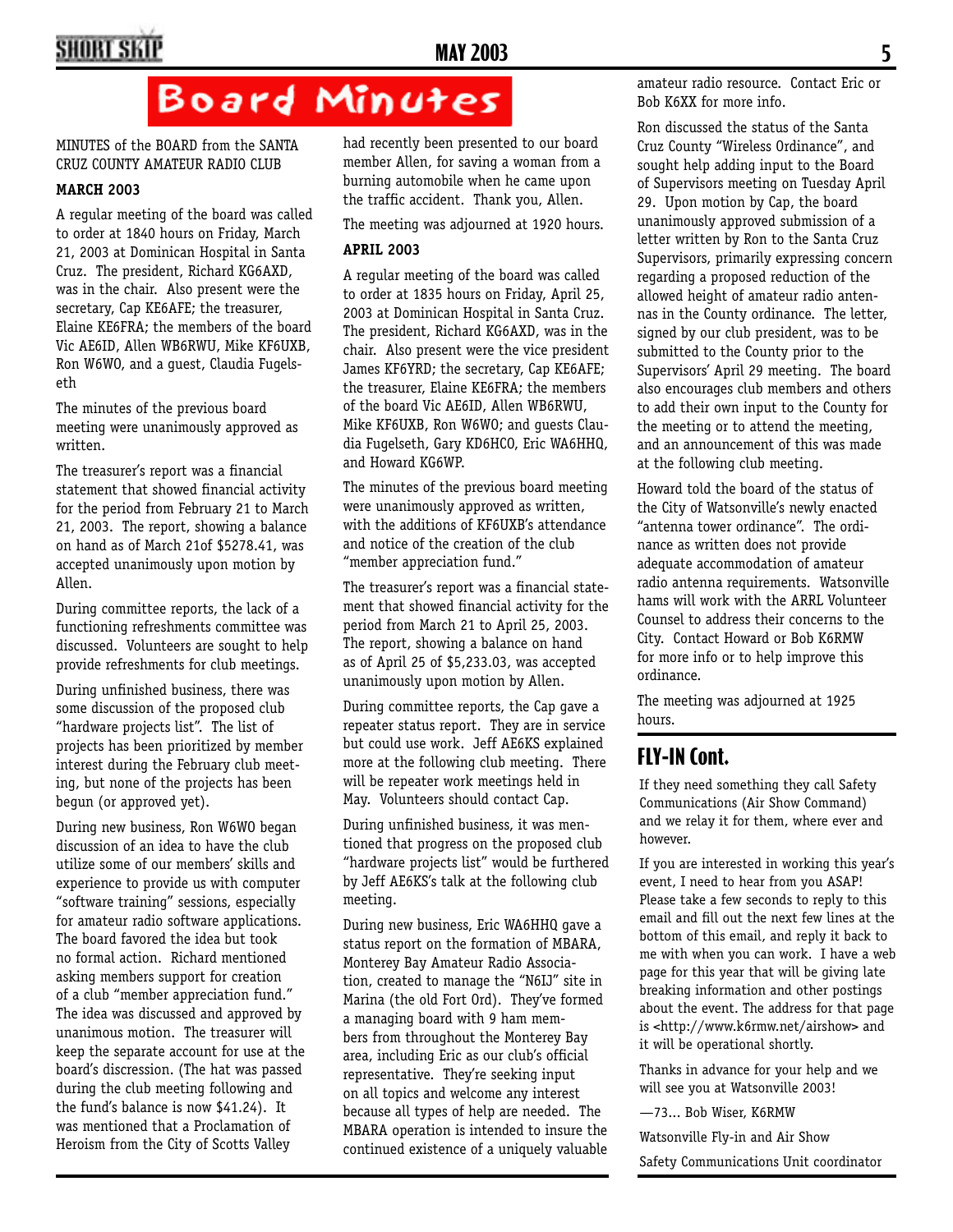# Board Minutes

MINUTES of the BOARD from the SANTA CRUZ COUNTY AMATEUR RADIO CLUB

**MARCH 2003**

A regular meeting of the board was called to order at 1840 hours on Friday, March 21, 2003 at Dominican Hospital in Santa Cruz. The president, Richard KG6AXD, was in the chair. Also present were the secretary, Cap KE6AFE; the treasurer, Elaine KE6FRA; the members of the board Vic AE6ID, Allen WB6RWU, Mike KF6UXB, Ron W6WO, and a guest, Claudia Fugelseth

The minutes of the previous board meeting were unanimously approved as written.

The treasurer's report was a financial statement that showed financial activity for the period from February 21 to March 21, 2003. The report, showing a balance on hand as of March 21of $5278.41, was accepted unanimously upon motion by Allen.

During committee reports, the lack of a functioning refreshments committee was discussed. Volunteers are sought to help provide refreshments for club meetings.

During unfinished business, there was some discussion of the proposed club "hardware projects list". The list of projects has been prioritized by member interest during the February club meeting, but none of the projects has been begun (or approved yet).

During new business, Ron W6WO began discussion of an idea to have the club utilize some of our members' skills and experience to provide us with computer "software training" sessions, especially for amateur radio software applications. The board favored the idea but took no formal action. Richard mentioned asking members support for creation of a club "member appreciation fund." The idea was discussed and approved by unanimous motion. The treasurer will keep the separate account for use at the board's discretion. (The hat was passed during the club meeting following and the fund's balance is now $41.24). It was mentioned that a Proclamation of Heroism from the City of Scotts Valley had recently been presented to our board member Allen, for saving a woman from a burning automobile when he came upon the traffic accident. Thank you, Allen.

The meeting was adjourned at 1920 hours.

**APRIL 2003**

A regular meeting of the board was called to order at 1835 hours on Friday, April 25, 2003 at Dominican Hospital in Santa Cruz. The president, Richard KG6AXD, was in the chair. Also present were the vice president James KF6YRD; the secretary, Cap KE6AFE; the treasurer, Elaine KE6FRA; the members of the board Vic AE6ID, Allen WB6RWU, Mike KF6UXB, Ron W6WO; and guests Claudia Fugelseth, Gary KD6HCO, Eric WA6HHQ, and Howard KG6WP.

The minutes of the previous board meeting were unanimously approved as written, with the additions of KF6UXB's attendance and notice of the creation of the club "member appreciation fund."

The treasurer's report was a financial statement that showed financial activity for the period from March 21 to April 25, 2003. The report, showing a balance on hand as of April 25 of $5,233.03, was accepted unanimously upon motion by Allen.

During committee reports, the Cap gave a repeater status report. They are in service but could use work. Jeff AE6KS explained more at the following club meeting. There will be repeater work meetings held in May. Volunteers should contact Cap.

During unfinished business, it was mentioned that progress on the proposed club "hardware projects list" would be furthered by Jeff AE6KS's talk at the following club meeting.

During new business, Eric WA6HHQ gave a status report on the formation of MBARA, Monterey Bay Amateur Radio Association, created to manage the "N6IJ" site in Marina (the old Fort Ord). They've formed a managing board with 9 ham members from throughout the Monterey Bay area, including Eric as our club's official representative. They're seeking input on all topics and welcome any interest because all types of help are needed. The MBARA operation is intended to insure the continued existence of a uniquely valuable amateur radio resource. Contact Eric or Bob K6XX for more info.

Ron discussed the status of the Santa Cruz County "Wireless Ordinance", and sought help adding input to the Board of Supervisors meeting on Tuesday April 29. Upon motion by Cap, the board unanimously approved submission of a letter written by Ron to the Santa Cruz Supervisors, primarily expressing concern regarding a proposed reduction of the allowed height of amateur radio antennas in the County ordinance. The letter, signed by our club president, was to be submitted to the County prior to the Supervisors' April 29 meeting. The board also encourages club members and others to add their own input to the County for the meeting or to attend the meeting, and an announcement of this was made at the following club meeting.

Howard told the board of the status of the City of Watsonville's newly enacted "antenna tower ordinance". The ordinance as written does not provide adequate accommodation of amateur radio antenna requirements. Watsonville hams will work with the ARRL Volunteer Counsel to address their concerns to the City. Contact Howard or Bob K6RMW for more info or to help improve this ordinance.

The meeting was adjourned at 1925 hours.

## FLY-IN Cont.

If they need something they call Safety Communications (Air Show Command) and we relay it for them, where ever and however.

If you are interested in working this year's event, I need to hear from you ASAP! Please take a few seconds to reply to this email and fill out the next few lines at the bottom of this email, and reply it back to me with when you can work. I have a web page for this year that will be giving late breaking information and other postings about the event. The address for that page is <http://www.k6rmw.net/airshow> and it will be operational shortly.

Thanks in advance for your help and we will see you at Watsonville 2003!

—73... Bob Wiser, K6RMW

Watsonville Fly-in and Air Show

Safety Communications Unit coordinator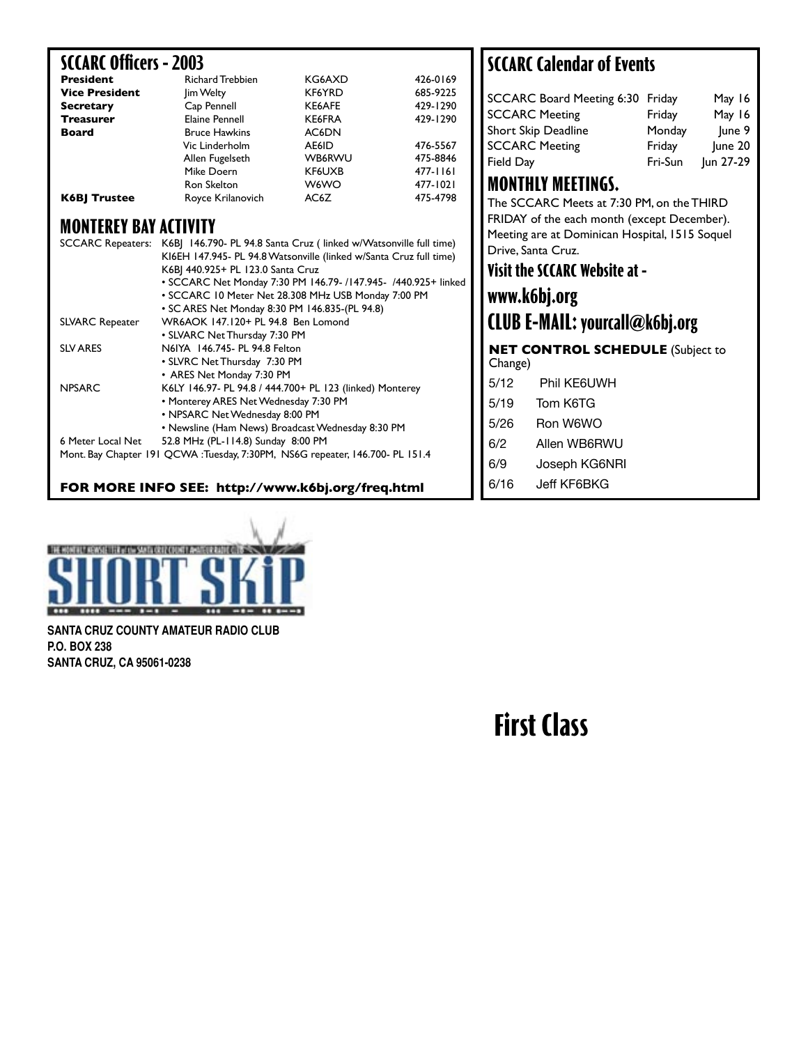## SCCARC Officers - 2003

| | | | |
|---|---|---|---|
| **President** | Richard Trebbien | KG6AXD | 426-0169 |
| **Vice President** | Jim Welty | KF6YRD | 685-9225 |
| **Secretary** | Cap Pennell | KE6AFE | 429-1290 |
| **Treasurer** | Elaine Pennell | KE6FRA | 429-1290 |
| **Board** | Bruce Hawkins | AC6DN | |
| | Vic Linderholm | AE6ID | 476-5567 |
| | Allen Fugelseth | WB6RWU | 475-8846 |
| | Mike Doern | KF6UXB | 477-1161 |
| | Ron Skelton | W6WO | 477-1021 |
| **K6BJ Trustee** | Royce Krilanovich | AC6Z | 475-4798 |

## MONTEREY BAY ACTIVITY

SCCARC Repeaters: K6BJ 146.790- PL 94.8 Santa Cruz ( linked w/Watsonville full time)
KI6EH 147.945- PL 94.8 Watsonville (linked w/Santa Cruz full time)
K6BJ 440.925+ PL 123.0 Santa Cruz

- SCCARC Net Monday 7:30 PM 146.79- /147.945- /440.925+ linked
- SCCARC 10 Meter Net 28.308 MHz USB Monday 7:00 PM
- SC ARES Net Monday 8:30 PM 146.835-(PL 94.8)

SLVARC Repeater WR6AOK 147.120+ PL 94.8 Ben Lomond

- SLVARC Net Thursday 7:30 PM

SLV ARES N6IYA 146.745- PL 94.8 Felton

- SLVRC Net Thursday 7:30 PM
- ARES Net Monday 7:30 PM

NPSARC K6LY 146.97- PL 94.8 / 444.700+ PL 123 (linked) Monterey

- Monterey ARES Net Wednesday 7:30 PM
- NPSARC Net Wednesday 8:00 PM
- Newsline (Ham News) Broadcast Wednesday 8:30 PM

6 Meter Local Net 52.8 MHz (PL-114.8) Sunday 8:00 PM

Mont. Bay Chapter 191 QCWA :Tuesday, 7:30PM, NS6G repeater, 146.700- PL 151.4

**FOR MORE INFO SEE: http://www.k6bj.org/freq.html**

## SCCARC Calendar of Events

| | | |
|---|---|---|
| SCCARC Board Meeting 6:30 | Friday | May 16 |
| SCCARC Meeting | Friday | May 16 |
| Short Skip Deadline | Monday | June 9 |
| SCCARC Meeting | Friday | June 20 |
| Field Day | Fri-Sun | Jun 27-29 |

## MONTHLY MEETINGS.

The SCCARC Meets at 7:30 PM, on the THIRD FRIDAY of the each month (except December). Meeting are at Dominican Hospital, 1515 Soquel Drive, Santa Cruz.

### Visit the SCCARC Website at -

### www.k6bj.org

## CLUB E-MAIL: yourcall@k6bj.org

**NET CONTROL SCHEDULE** (Subject to Change)

| | |
|---|---|
| 5/12 | Phil KE6UWH |
| 5/19 | Tom K6TG |
| 5/26 | Ron W6WO |
| 6/2 | Allen WB6RWU |
| 6/9 | Joseph KG6NRI |
| 6/16 | Jeff KF6BKG |

THE MONTHLY NEWSLETTER of the SANTA CRUZ COUNTY AMATEUR RADIO CLUB

SHORT SKIP

**SANTA CRUZ COUNTY AMATEUR RADIO CLUB**
**P.O. BOX 238**
**SANTA CRUZ, CA 95061-0238**

# First Class